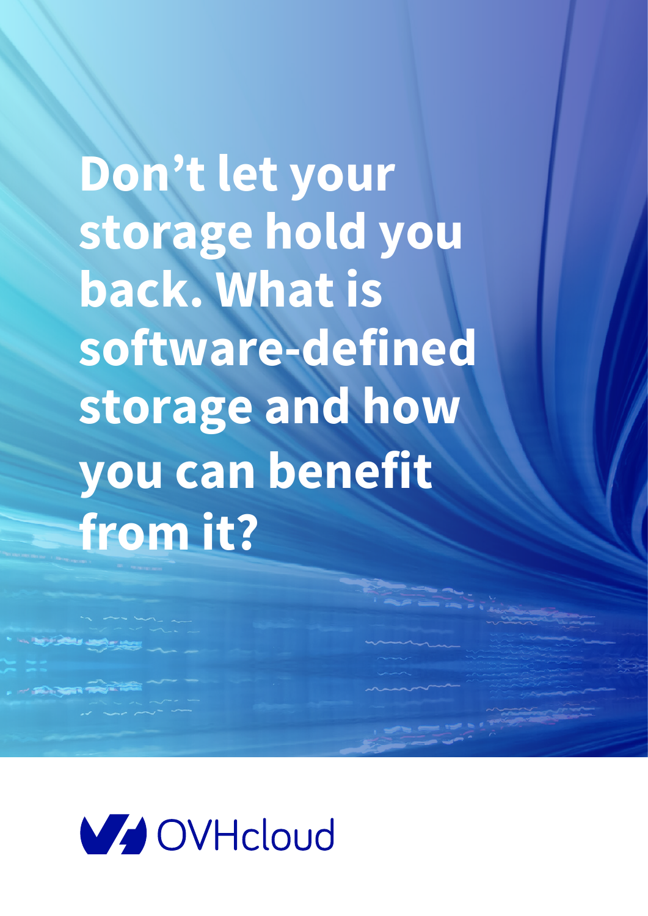# Don't let your storage hold you back. What is software-defined storage and how you can benefit from it?

OVHcloud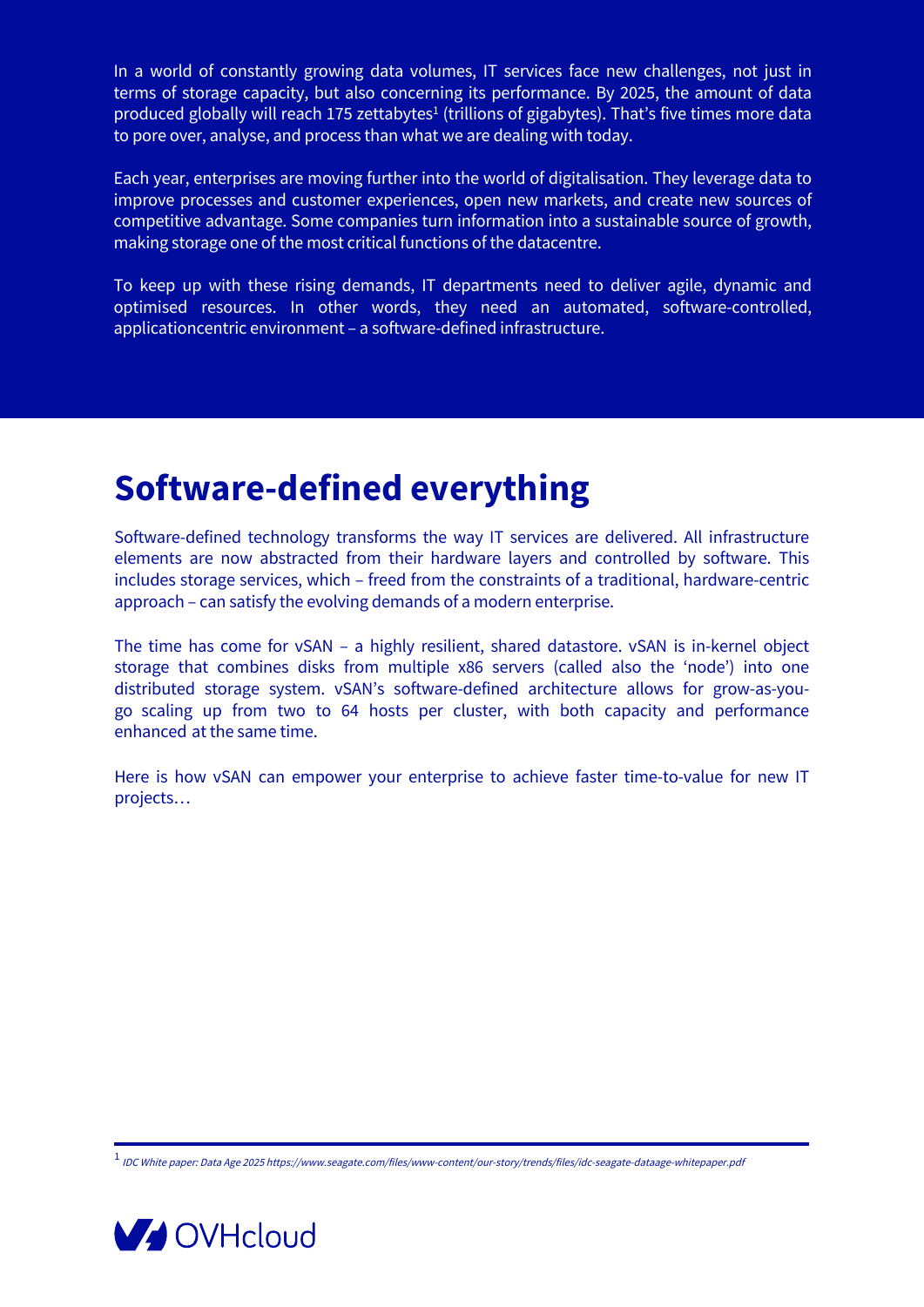In a world of constantly growing data volumes, IT services face new challenges, not just in terms of storage capacity, but also concerning its performance. By 2025, the amount of data produced globally will reach 175 zettabytes[1] (trillions of gigabytes). That's five times more data to pore over, analyse, and process than what we are dealing with today.

Each year, enterprises are moving further into the world of digitalisation. They leverage data to improve processes and customer experiences, open new markets, and create new sources of competitive advantage. Some companies turn information into a sustainable source of growth, making storage one of the most critical functions of the datacentre.

To keep up with these rising demands, IT departments need to deliver agile, dynamic and optimised resources. In other words, they need an automated, software-controlled, applicationcentric environment – a software-defined infrastructure.

# Software-defined everything

Software-defined technology transforms the way IT services are delivered. All infrastructure elements are now abstracted from their hardware layers and controlled by software. This includes storage services, which – freed from the constraints of a traditional, hardware-centric approach – can satisfy the evolving demands of a modern enterprise.

The time has come for vSAN – a highly resilient, shared datastore. vSAN is in-kernel object storage that combines disks from multiple x86 servers (called also the 'node') into one distributed storage system. vSAN's software-defined architecture allows for grow-as-you-go scaling up from two to 64 hosts per cluster, with both capacity and performance enhanced at the same time.

Here is how vSAN can empower your enterprise to achieve faster time-to-value for new IT projects…

[1] *IDC White paper: Data Age 2025 https://www.seagate.com/files/www-content/our-story/trends/files/idc-seagate-dataage-whitepaper.pdf*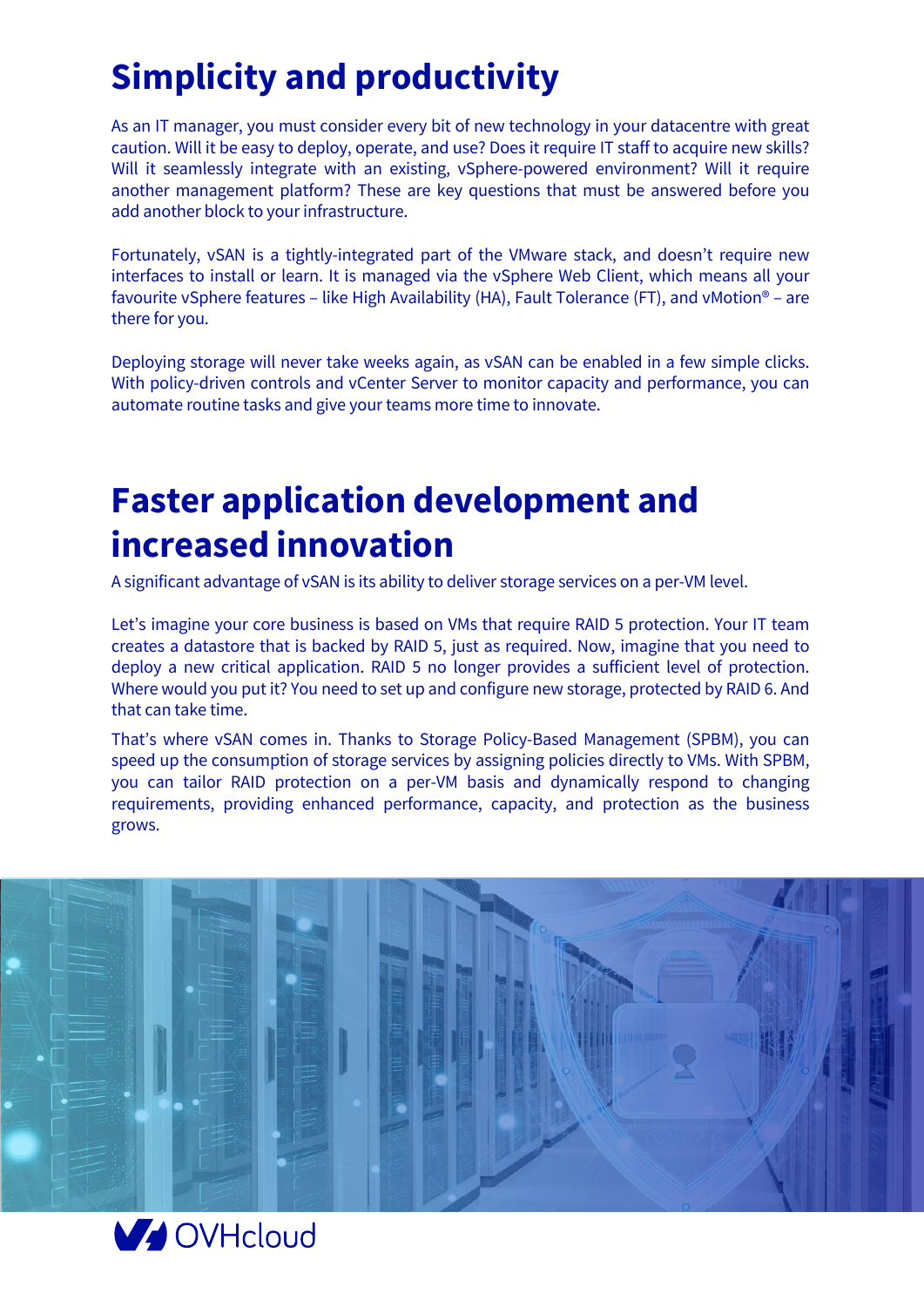# Simplicity and productivity

As an IT manager, you must consider every bit of new technology in your datacentre with great caution. Will it be easy to deploy, operate, and use? Does it require IT staff to acquire new skills? Will it seamlessly integrate with an existing, vSphere-powered environment? Will it require another management platform? These are key questions that must be answered before you add another block to your infrastructure.

Fortunately, vSAN is a tightly-integrated part of the VMware stack, and doesn't require new interfaces to install or learn. It is managed via the vSphere Web Client, which means all your favourite vSphere features – like High Availability (HA), Fault Tolerance (FT), and vMotion® – are there for you.

Deploying storage will never take weeks again, as vSAN can be enabled in a few simple clicks. With policy-driven controls and vCenter Server to monitor capacity and performance, you can automate routine tasks and give your teams more time to innovate.

# Faster application development and increased innovation

A significant advantage of vSAN is its ability to deliver storage services on a per-VM level.

Let's imagine your core business is based on VMs that require RAID 5 protection. Your IT team creates a datastore that is backed by RAID 5, just as required. Now, imagine that you need to deploy a new critical application. RAID 5 no longer provides a sufficient level of protection. Where would you put it? You need to set up and configure new storage, protected by RAID 6. And that can take time.

That's where vSAN comes in. Thanks to Storage Policy-Based Management (SPBM), you can speed up the consumption of storage services by assigning policies directly to VMs. With SPBM, you can tailor RAID protection on a per-VM basis and dynamically respond to changing requirements, providing enhanced performance, capacity, and protection as the business grows.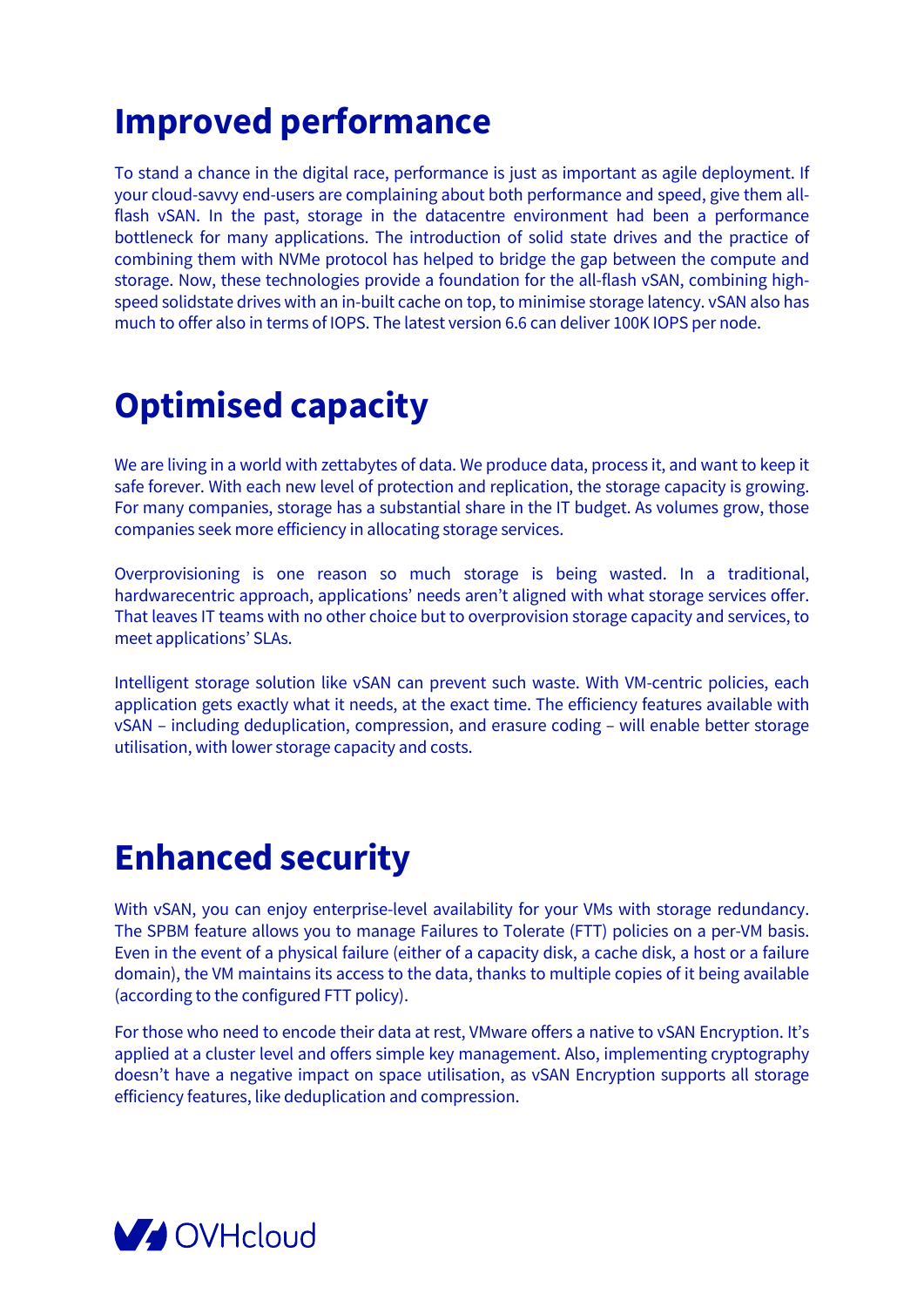# Improved performance

To stand a chance in the digital race, performance is just as important as agile deployment. If your cloud-savvy end-users are complaining about both performance and speed, give them all-flash vSAN. In the past, storage in the datacentre environment had been a performance bottleneck for many applications. The introduction of solid state drives and the practice of combining them with NVMe protocol has helped to bridge the gap between the compute and storage. Now, these technologies provide a foundation for the all-flash vSAN, combining high-speed solidstate drives with an in-built cache on top, to minimise storage latency. vSAN also has much to offer also in terms of IOPS. The latest version 6.6 can deliver 100K IOPS per node.

# Optimised capacity

We are living in a world with zettabytes of data. We produce data, process it, and want to keep it safe forever. With each new level of protection and replication, the storage capacity is growing. For many companies, storage has a substantial share in the IT budget. As volumes grow, those companies seek more efficiency in allocating storage services.

Overprovisioning is one reason so much storage is being wasted. In a traditional, hardwarecentric approach, applications' needs aren't aligned with what storage services offer. That leaves IT teams with no other choice but to overprovision storage capacity and services, to meet applications' SLAs.

Intelligent storage solution like vSAN can prevent such waste. With VM-centric policies, each application gets exactly what it needs, at the exact time. The efficiency features available with vSAN – including deduplication, compression, and erasure coding – will enable better storage utilisation, with lower storage capacity and costs.

# Enhanced security

With vSAN, you can enjoy enterprise-level availability for your VMs with storage redundancy. The SPBM feature allows you to manage Failures to Tolerate (FTT) policies on a per-VM basis. Even in the event of a physical failure (either of a capacity disk, a cache disk, a host or a failure domain), the VM maintains its access to the data, thanks to multiple copies of it being available (according to the configured FTT policy).

For those who need to encode their data at rest, VMware offers a native to vSAN Encryption. It's applied at a cluster level and offers simple key management. Also, implementing cryptography doesn't have a negative impact on space utilisation, as vSAN Encryption supports all storage efficiency features, like deduplication and compression.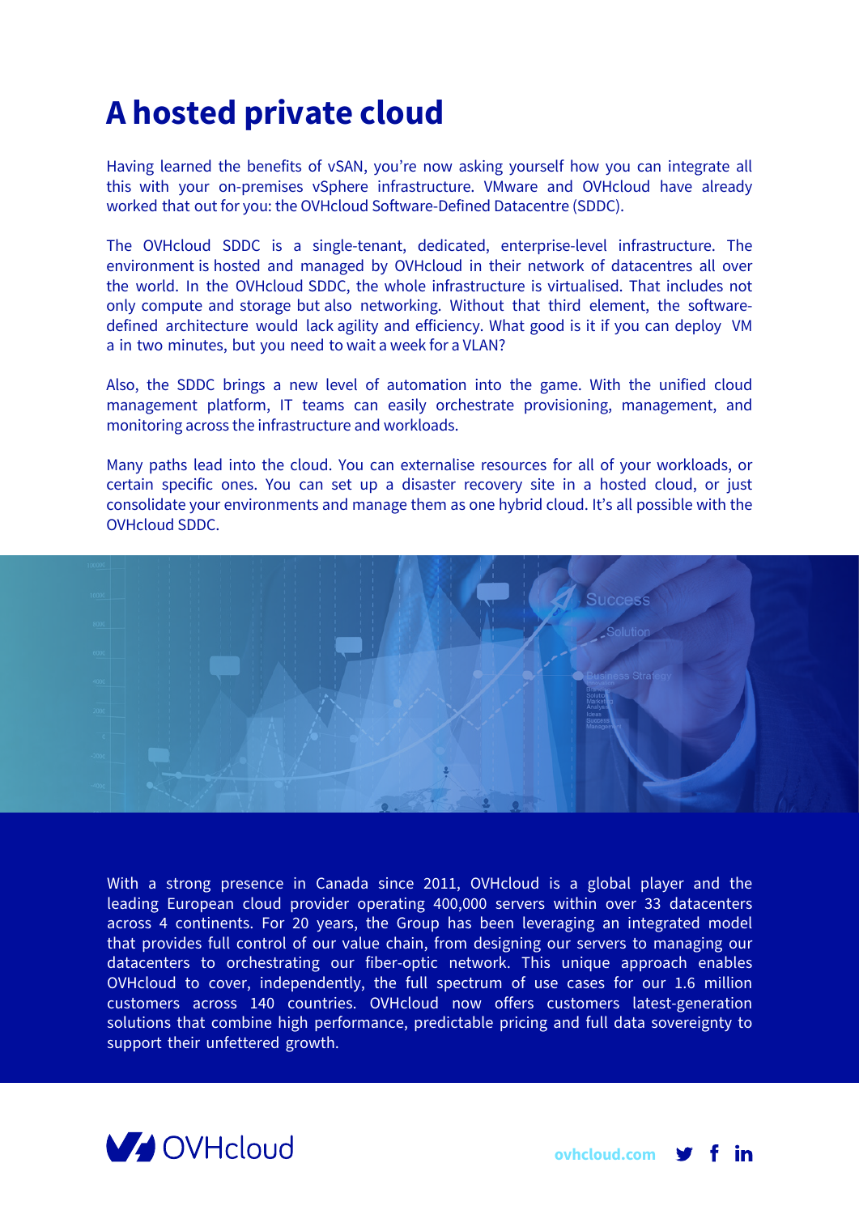# A hosted private cloud

Having learned the benefits of vSAN, you're now asking yourself how you can integrate all this with your on-premises vSphere infrastructure. VMware and OVHcloud have already worked that out for you: the OVHcloud Software-Defined Datacentre (SDDC).

The OVHcloud SDDC is a single-tenant, dedicated, enterprise-level infrastructure. The environment is hosted and managed by OVHcloud in their network of datacentres all over the world. In the OVHcloud SDDC, the whole infrastructure is virtualised. That includes not only compute and storage but also networking. Without that third element, the software-defined architecture would lack agility and efficiency. What good is it if you can deploy VM a in two minutes, but you need to wait a week for a VLAN?

Also, the SDDC brings a new level of automation into the game. With the unified cloud management platform, IT teams can easily orchestrate provisioning, management, and monitoring across the infrastructure and workloads.

Many paths lead into the cloud. You can externalise resources for all of your workloads, or certain specific ones. You can set up a disaster recovery site in a hosted cloud, or just consolidate your environments and manage them as one hybrid cloud. It's all possible with the OVHcloud SDDC.

With a strong presence in Canada since 2011, OVHcloud is a global player and the leading European cloud provider operating 400,000 servers within over 33 datacenters across 4 continents. For 20 years, the Group has been leveraging an integrated model that provides full control of our value chain, from designing our servers to managing our datacenters to orchestrating our fiber-optic network. This unique approach enables OVHcloud to cover, independently, the full spectrum of use cases for our 1.6 million customers across 140 countries. OVHcloud now offers customers latest-generation solutions that combine high performance, predictable pricing and full data sovereignty to support their unfettered growth.

OVHcloud

ovhcloud.com